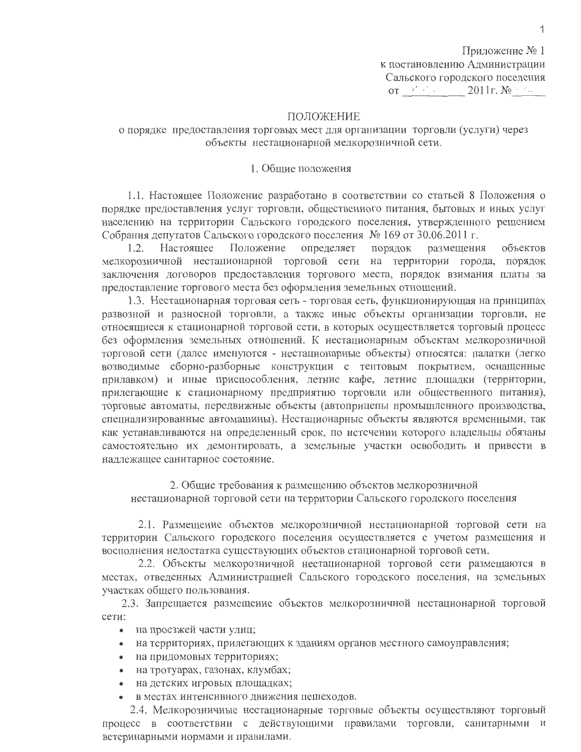Приложение № 1
к постановлению Администрации
Сальского городского поселения
от ________ 2011г. № ____

# ПОЛОЖЕНИЕ
## о порядке предоставления торговых мест для организации торговли (услуги) через объекты нестационарной мелкорозничной сети.

### 1. Общие положения

1.1. Настоящее Положение разработано в соответствии со статьей 8 Положения о порядке предоставления услуг торговли, общественного питания, бытовых и иных услуг населению на территории Сальского городского поселения, утвержденного решением Собрания депутатов Сальского городского поселения № 169 от 30.06.2011 г.

1.2. Настоящее Положение определяет порядок размещения объектов мелкорозничной нестационарной торговой сети на территории города, порядок заключения договоров предоставления торгового места, порядок взимания платы за предоставление торгового места без оформления земельных отношений.

1.3. Нестационарная торговая сеть - торговая сеть, функционирующая на принципах развозной и разносной торговли, а также иные объекты организации торговли, не относящиеся к стационарной торговой сети, в которых осуществляется торговый процесс без оформления земельных отношений. К нестационарным объектам мелкорозничной торговой сети (далее именуются - нестационарные объекты) относятся: палатки (легко возводимые сборно-разборные конструкции с тентовым покрытием, оснащенные прилавком) и иные приспособления, летние кафе, летние площадки (территории, прилегающие к стационарному предприятию торговли или общественного питания), торговые автоматы, передвижные объекты (автоприцепы промышленного производства, специализированные автомашины). Нестационарные объекты являются временными, так как устанавливаются на определенный срок, по истечении которого владельцы обязаны самостоятельно их демонтировать, а земельные участки освободить и привести в надлежащее санитарное состояние.

### 2. Общие требования к размещению объектов мелкорозничной нестационарной торговой сети на территории Сальского городского поселения

2.1. Размещение объектов мелкорозничной нестационарной торговой сети на территории Сальского городского поселения осуществляется с учетом размещения и восполнения недостатка существующих объектов стационарной торговой сети.

2.2. Объекты мелкорозничной нестационарной торговой сети размещаются в местах, отведенных Администрацией Сальского городского поселения, на земельных участках общего пользования.

2.3. Запрещается размещение объектов мелкорозничной нестационарной торговой сети:

- на проезжей части улиц;
- на территориях, прилегающих к зданиям органов местного самоуправления;
- на придомовых территориях;
- на тротуарах, газонах, клумбах;
- на детских игровых площадках;
- в местах интенсивного движения пешеходов.

2.4. Мелкорозничные нестационарные торговые объекты осуществляют торговый процесс в соответствии с действующими правилами торговли, санитарными и ветеринарными нормами и правилами.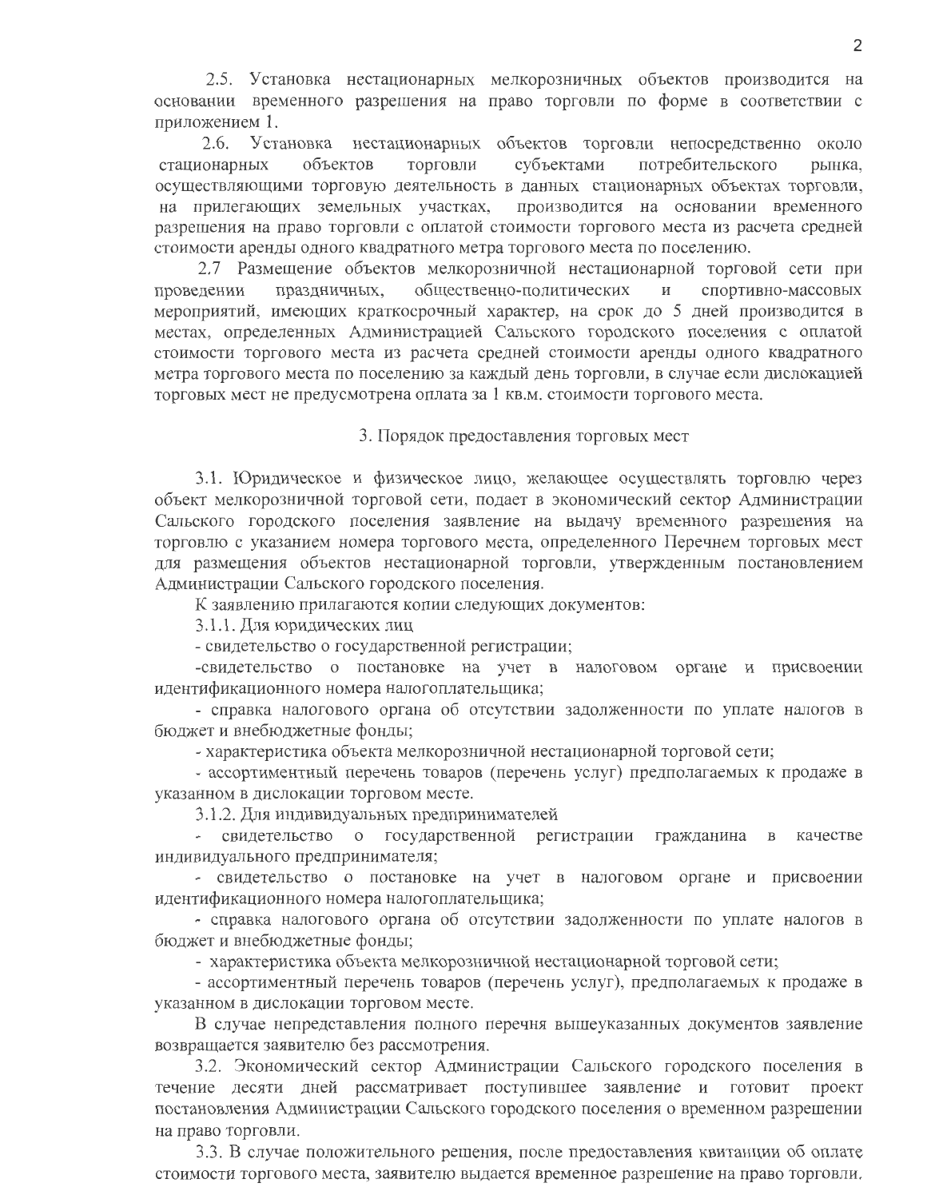2.5. Установка нестационарных мелкорозничных объектов производится на основании временного разрешения на право торговли по форме в соответствии с приложением 1.

2.6. Установка нестационарных объектов торговли непосредственно около стационарных объектов торговли субъектами потребительского рынка, осуществляющими торговую деятельность в данных стационарных объектах торговли, на прилегающих земельных участках, производится на основании временного разрешения на право торговли с оплатой стоимости торгового места из расчета средней стоимости аренды одного квадратного метра торгового места по поселению.

2.7 Размещение объектов мелкорозничной нестационарной торговой сети при проведении праздничных, общественно-политических и спортивно-массовых мероприятий, имеющих краткосрочный характер, на срок до 5 дней производится в местах, определенных Администрацией Сальского городского поселения с оплатой стоимости торгового места из расчета средней стоимости аренды одного квадратного метра торгового места по поселению за каждый день торговли, в случае если дислокацией торговых мест не предусмотрена оплата за 1 кв.м. стоимости торгового места.

## 3. Порядок предоставления торговых мест

3.1. Юридическое и физическое лицо, желающее осуществлять торговлю через объект мелкорозничной торговой сети, подает в экономический сектор Администрации Сальского городского поселения заявление на выдачу временного разрешения на торговлю с указанием номера торгового места, определенного Перечнем торговых мест для размещения объектов нестационарной торговли, утвержденным постановлением Администрации Сальского городского поселения.

К заявлению прилагаются копии следующих документов:

3.1.1. Для юридических лиц

- свидетельство о государственной регистрации;
- свидетельство о постановке на учет в налоговом органе и присвоении идентификационного номера налогоплательщика;
- справка налогового органа об отсутствии задолженности по уплате налогов в бюджет и внебюджетные фонды;
- характеристика объекта мелкорозничной нестационарной торговой сети;
- ассортиментный перечень товаров (перечень услуг) предполагаемых к продаже в указанном в дислокации торговом месте.

3.1.2. Для индивидуальных предпринимателей

- свидетельство о государственной регистрации гражданина в качестве индивидуального предпринимателя;
- свидетельство о постановке на учет в налоговом органе и присвоении идентификационного номера налогоплательщика;
- справка налогового органа об отсутствии задолженности по уплате налогов в бюджет и внебюджетные фонды;
- характеристика объекта мелкорозничной нестационарной торговой сети;
- ассортиментный перечень товаров (перечень услуг), предполагаемых к продаже в указанном в дислокации торговом месте.

В случае непредставления полного перечня вышеуказанных документов заявление возвращается заявителю без рассмотрения.

3.2. Экономический сектор Администрации Сальского городского поселения в течение десяти дней рассматривает поступившее заявление и готовит проект постановления Администрации Сальского городского поселения о временном разрешении на право торговли.

3.3. В случае положительного решения, после предоставления квитанции об оплате стоимости торгового места, заявителю выдается временное разрешение на право торговли.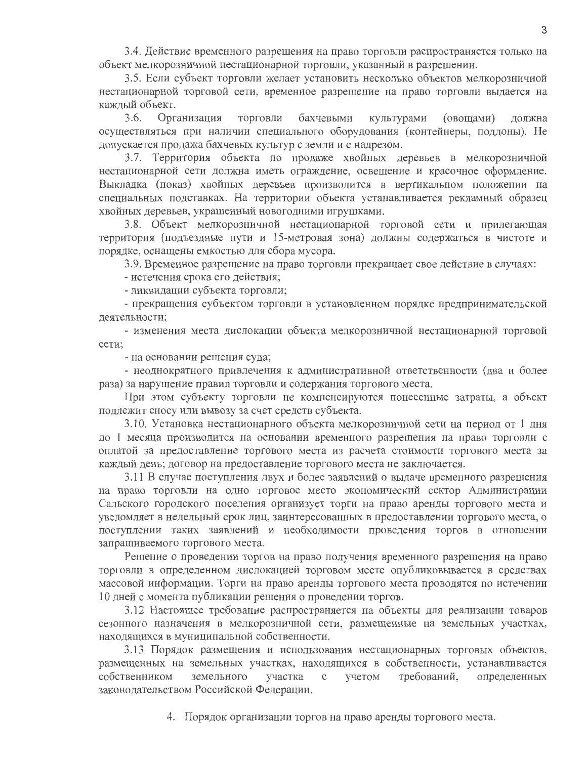3.4. Действие временного разрешения на право торговли распространяется только на объект мелкорозничной нестационарной торговли, указанный в разрешении.

3.5. Если субъект торговли желает установить несколько объектов мелкорозничной нестационарной торговой сети, временное разрешение на право торговли выдается на каждый объект.

3.6. Организация торговли бахчевыми культурами (овощами) должна осуществляться при наличии специального оборудования (контейнеры, поддоны). Не допускается продажа бахчевых культур с земли и с надрезом.

3.7. Территория объекта по продаже хвойных деревьев в мелкорозничной нестационарной сети должна иметь ограждение, освещение и красочное оформление. Выкладка (показ) хвойных деревьев производится в вертикальном положении на специальных подставках. На территории объекта устанавливается рекламный образец хвойных деревьев, украшенный новогодними игрушками.

3.8. Объект мелкорозничной нестационарной торговой сети и прилегающая территория (подъездные пути и 15-метровая зона) должны содержаться в чистоте и порядке, оснащены емкостью для сбора мусора.

3.9. Временное разрешение на право торговли прекращает свое действие в случаях:

- истечения срока его действия;
- ликвидации субъекта торговли;
- прекращения субъектом торговли в установленном порядке предпринимательской деятельности;
- изменения места дислокации объекта мелкорозничной нестационарной торговой сети;
- на основании решения суда;
- неоднократного привлечения к административной ответственности (два и более раза) за нарушение правил торговли и содержания торгового места.

При этом субъекту торговли не компенсируются понесенные затраты, а объект подлежит сносу или вывозу за счет средств субъекта.

3.10. Установка нестационарного объекта мелкорозничной сети на период от 1 дня до 1 месяца производится на основании временного разрешения на право торговли с оплатой за предоставление торгового места из расчета стоимости торгового места за каждый день; договор на предоставление торгового места не заключается.

3.11 В случае поступления двух и более заявлений о выдаче временного разрешения на право торговли на одно торговое место экономический сектор Администрации Сальского городского поселения организует торги на право аренды торгового места и уведомляет в недельный срок лиц, заинтересованных в предоставлении торгового места, о поступлении таких заявлений и необходимости проведения торгов в отношении запрашиваемого торгового места.

Решение о проведении торгов на право получения временного разрешения на право торговли в определенном дислокацией торговом месте опубликовывается в средствах массовой информации. Торги на право аренды торгового места проводятся по истечении 10 дней с момента публикации решения о проведении торгов.

3.12 Настоящее требование распространяется на объекты для реализации товаров сезонного назначения в мелкорозничной сети, размещенные на земельных участках, находящихся в муниципальной собственности.

3.13 Порядок размещения и использования нестационарных торговых объектов, размещенных на земельных участках, находящихся в собственности, устанавливается собственником земельного участка с учетом требований, определенных законодательством Российской Федерации.

## 4. Порядок организации торгов на право аренды торгового места.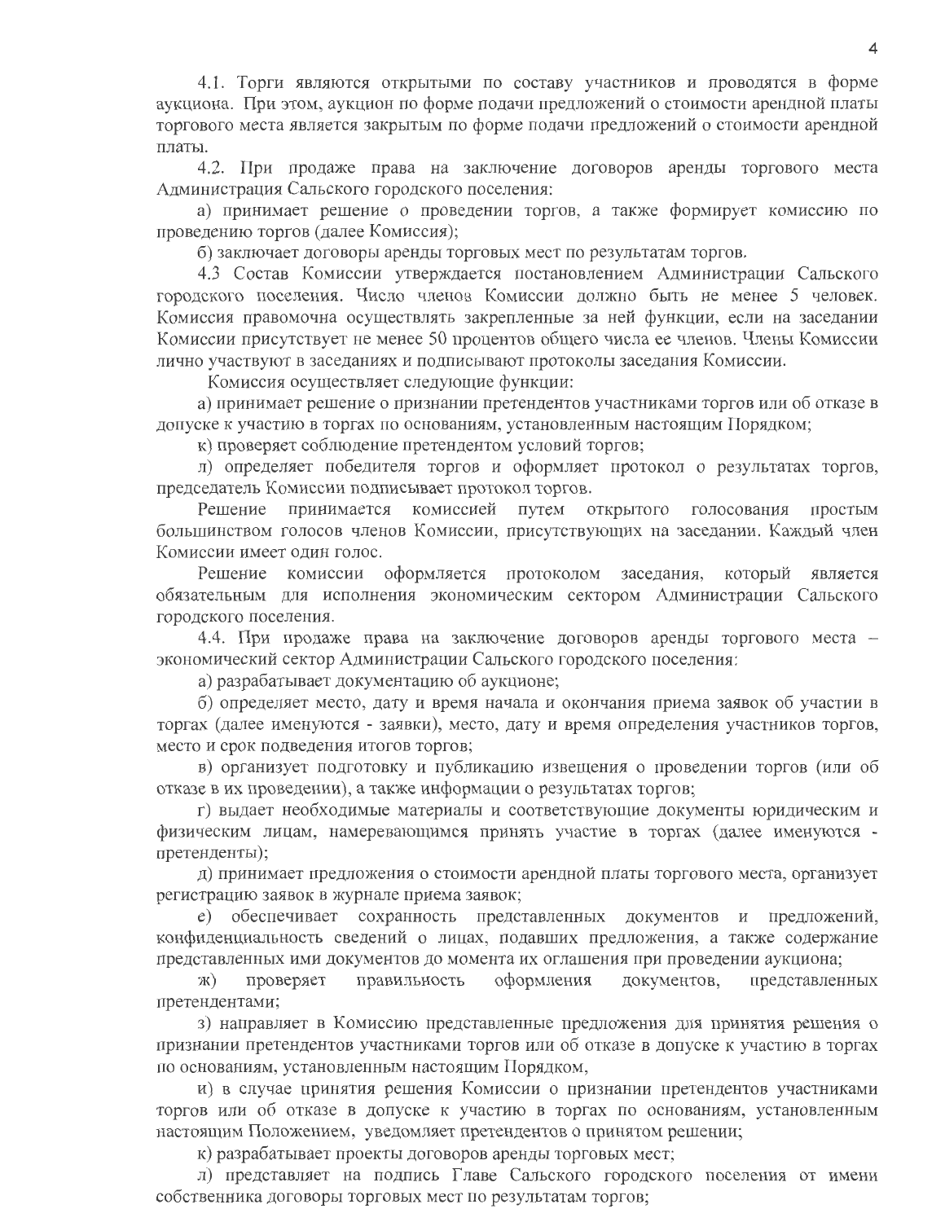4.1. Торги являются открытыми по составу участников и проводятся в форме аукциона. При этом, аукцион по форме подачи предложений о стоимости арендной платы торгового места является закрытым по форме подачи предложений о стоимости арендной платы.

4.2. При продаже права на заключение договоров аренды торгового места Администрация Сальского городского поселения:

а) принимает решение о проведении торгов, а также формирует комиссию по проведению торгов (далее Комиссия);

б) заключает договоры аренды торговых мест по результатам торгов.

4.3 Состав Комиссии утверждается постановлением Администрации Сальского городского поселения. Число членов Комиссии должно быть не менее 5 человек. Комиссия правомочна осуществлять закрепленные за ней функции, если на заседании Комиссии присутствует не менее 50 процентов общего числа ее членов. Члены Комиссии лично участвуют в заседаниях и подписывают протоколы заседания Комиссии.

Комиссия осуществляет следующие функции:

а) принимает решение о признании претендентов участниками торгов или об отказе в допуске к участию в торгах по основаниям, установленным настоящим Порядком;

к) проверяет соблюдение претендентом условий торгов;

л) определяет победителя торгов и оформляет протокол о результатах торгов, председатель Комиссии подписывает протокол торгов.

Решение принимается комиссией путем открытого голосования простым большинством голосов членов Комиссии, присутствующих на заседании. Каждый член Комиссии имеет один голос.

Решение комиссии оформляется протоколом заседания, который является обязательным для исполнения экономическим сектором Администрации Сальского городского поселения.

4.4. При продаже права на заключение договоров аренды торгового места – экономический сектор Администрации Сальского городского поселения:

а) разрабатывает документацию об аукционе;

б) определяет место, дату и время начала и окончания приема заявок об участии в торгах (далее именуются - заявки), место, дату и время определения участников торгов, место и срок подведения итогов торгов;

в) организует подготовку и публикацию извещения о проведении торгов (или об отказе в их проведении), а также информации о результатах торгов;

г) выдает необходимые материалы и соответствующие документы юридическим и физическим лицам, намеревающимся принять участие в торгах (далее именуются - претенденты);

д) принимает предложения о стоимости арендной платы торгового места, организует регистрацию заявок в журнале приема заявок;

е) обеспечивает сохранность представленных документов и предложений, конфиденциальность сведений о лицах, подавших предложения, а также содержание представленных ими документов до момента их оглашения при проведении аукциона;

ж) проверяет правильность оформления документов, представленных претендентами;

з) направляет в Комиссию представленные предложения для принятия решения о признании претендентов участниками торгов или об отказе в допуске к участию в торгах по основаниям, установленным настоящим Порядком,

и) в случае принятия решения Комиссии о признании претендентов участниками торгов или об отказе в допуске к участию в торгах по основаниям, установленным настоящим Положением, уведомляет претендентов о принятом решении;

к) разрабатывает проекты договоров аренды торговых мест;

л) представляет на подпись Главе Сальского городского поселения от имени собственника договоры торговых мест по результатам торгов;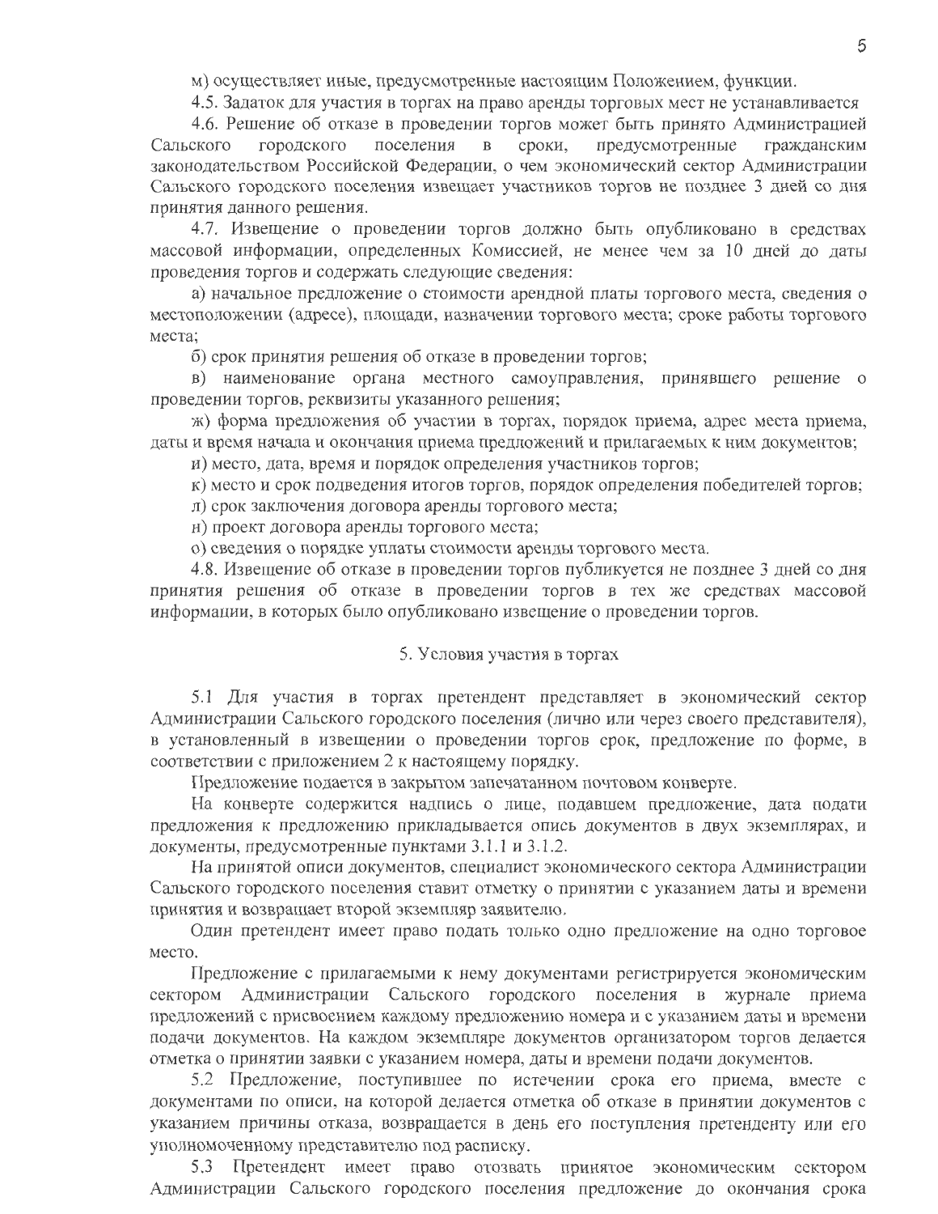м) осуществляет иные, предусмотренные настоящим Положением, функции.

4.5. Задаток для участия в торгах на право аренды торговых мест не устанавливается

4.6. Решение об отказе в проведении торгов может быть принято Администрацией Сальского городского поселения в сроки, предусмотренные гражданским законодательством Российской Федерации, о чем экономический сектор Администрации Сальского городского поселения извещает участников торгов не позднее 3 дней со дня принятия данного решения.

4.7. Извещение о проведении торгов должно быть опубликовано в средствах массовой информации, определенных Комиссией, не менее чем за 10 дней до даты проведения торгов и содержать следующие сведения:

а) начальное предложение о стоимости арендной платы торгового места, сведения о местоположении (адресе), площади, назначении торгового места; сроке работы торгового места;

б) срок принятия решения об отказе в проведении торгов;

в) наименование органа местного самоуправления, принявшего решение о проведении торгов, реквизиты указанного решения;

ж) форма предложения об участии в торгах, порядок приема, адрес места приема, даты и время начала и окончания приема предложений и прилагаемых к ним документов;

и) место, дата, время и порядок определения участников торгов;

к) место и срок подведения итогов торгов, порядок определения победителей торгов;

л) срок заключения договора аренды торгового места;

н) проект договора аренды торгового места;

о) сведения о порядке уплаты стоимости аренды торгового места.

4.8. Извещение об отказе в проведении торгов публикуется не позднее 3 дней со дня принятия решения об отказе в проведении торгов в тех же средствах массовой информации, в которых было опубликовано извещение о проведении торгов.

## 5. Условия участия в торгах

5.1 Для участия в торгах претендент представляет в экономический сектор Администрации Сальского городского поселения (лично или через своего представителя), в установленный в извещении о проведении торгов срок, предложение по форме, в соответствии с приложением 2 к настоящему порядку.

Предложение подается в закрытом запечатанном почтовом конверте.

На конверте содержится надпись о лице, подавшем предложение, дата подати предложения к предложению прикладывается опись документов в двух экземплярах, и документы, предусмотренные пунктами 3.1.1 и 3.1.2.

На принятой описи документов, специалист экономического сектора Администрации Сальского городского поселения ставит отметку о принятии с указанием даты и времени принятия и возвращает второй экземпляр заявителю.

Один претендент имеет право подать только одно предложение на одно торговое место.

Предложение с прилагаемыми к нему документами регистрируется экономическим сектором Администрации Сальского городского поселения в журнале приема предложений с присвоением каждому предложению номера и с указанием даты и времени подачи документов. На каждом экземпляре документов организатором торгов делается отметка о принятии заявки с указанием номера, даты и времени подачи документов.

5.2 Предложение, поступившее по истечении срока его приема, вместе с документами по описи, на которой делается отметка об отказе в принятии документов с указанием причины отказа, возвращается в день его поступления претенденту или его уполномоченному представителю под расписку.

5.3 Претендент имеет право отозвать принятое экономическим сектором Администрации Сальского городского поселения предложение до окончания срока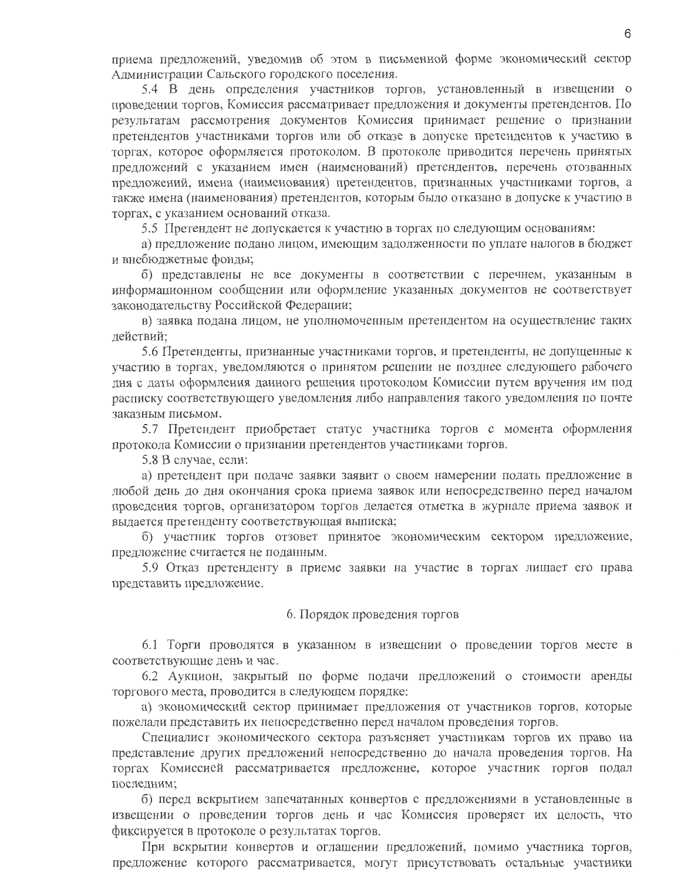приема предложений, уведомив об этом в письменной форме экономический сектор Администрации Сальского городского поселения.

5.4 В день определения участников торгов, установленный в извещении о проведении торгов, Комиссия рассматривает предложения и документы претендентов. По результатам рассмотрения документов Комиссия принимает решение о признании претендентов участниками торгов или об отказе в допуске претендентов к участию в торгах, которое оформляется протоколом. В протоколе приводится перечень принятых предложений с указанием имен (наименований) претендентов, перечень отозванных предложений, имена (наименования) претендентов, признанных участниками торгов, а также имена (наименования) претендентов, которым было отказано в допуске к участию в торгах, с указанием оснований отказа.

5.5 Претендент не допускается к участию в торгах по следующим основаниям:

а) предложение подано лицом, имеющим задолженности по уплате налогов в бюджет и внебюджетные фонды;

б) представлены не все документы в соответствии с перечнем, указанным в информационном сообщении или оформление указанных документов не соответствует законодательству Российской Федерации;

в) заявка подана лицом, не уполномоченным претендентом на осуществление таких действий;

5.6 Претенденты, признанные участниками торгов, и претенденты, не допущенные к участию в торгах, уведомляются о принятом решении не позднее следующего рабочего дня с даты оформления данного решения протоколом Комиссии путем вручения им под расписку соответствующего уведомления либо направления такого уведомления по почте заказным письмом.

5.7 Претендент приобретает статус участника торгов с момента оформления протокола Комиссии о признании претендентов участниками торгов.

5.8 В случае, если:

а) претендент при подаче заявки заявит о своем намерении подать предложение в любой день до дня окончания срока приема заявок или непосредственно перед началом проведения торгов, организатором торгов делается отметка в журнале приема заявок и выдается претенденту соответствующая выписка;

б) участник торгов отзовет принятое экономическим сектором предложение, предложение считается не поданным.

5.9 Отказ претенденту в приеме заявки на участие в торгах лишает его права представить предложение.

## 6. Порядок проведения торгов

6.1 Торги проводятся в указанном в извещении о проведении торгов месте в соответствующие день и час.

6.2 Аукцион, закрытый по форме подачи предложений о стоимости аренды торгового места, проводится в следующем порядке:

а) экономический сектор принимает предложения от участников торгов, которые пожелали представить их непосредственно перед началом проведения торгов.

Специалист экономического сектора разъясняет участникам торгов их право на представление других предложений непосредственно до начала проведения торгов. На торгах Комиссией рассматривается предложение, которое участник торгов подал последним;

б) перед вскрытием запечатанных конвертов с предложениями в установленные в извещении о проведении торгов день и час Комиссия проверяет их целость, что фиксируется в протоколе о результатах торгов.

При вскрытии конвертов и оглашении предложений, помимо участника торгов, предложение которого рассматривается, могут присутствовать остальные участники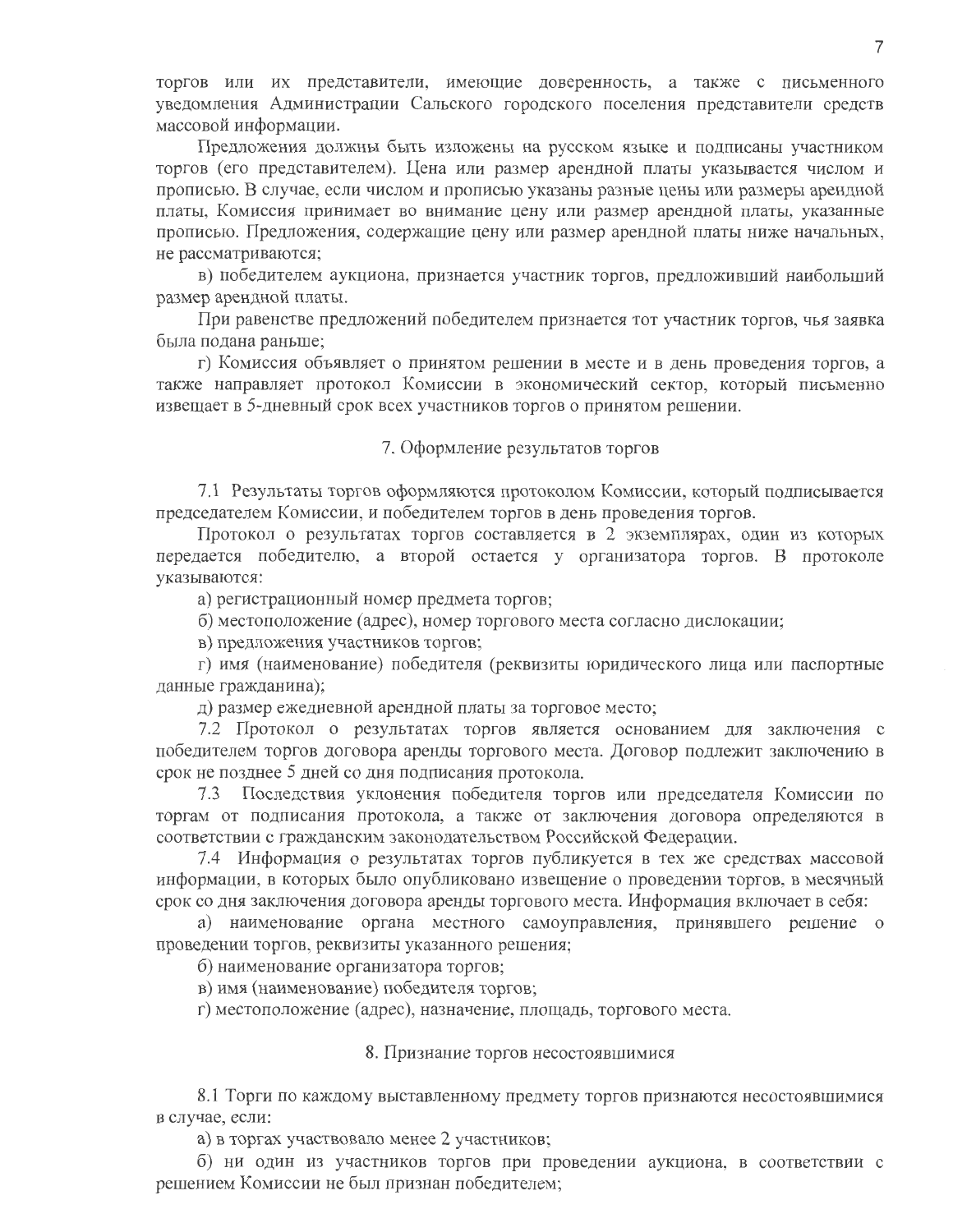торгов или их представители, имеющие доверенность, а также с письменного уведомления Администрации Сальского городского поселения представители средств массовой информации.

Предложения должны быть изложены на русском языке и подписаны участником торгов (его представителем). Цена или размер арендной платы указывается числом и прописью. В случае, если числом и прописью указаны разные цены или размеры арендной платы, Комиссия принимает во внимание цену или размер арендной платы, указанные прописью. Предложения, содержащие цену или размер арендной платы ниже начальных, не рассматриваются;

в) победителем аукциона, признается участник торгов, предложивший наибольший размер арендной платы.

При равенстве предложений победителем признается тот участник торгов, чья заявка была подана раньше;

г) Комиссия объявляет о принятом решении в месте и в день проведения торгов, а также направляет протокол Комиссии в экономический сектор, который письменно извещает в 5-дневный срок всех участников торгов о принятом решении.

## 7. Оформление результатов торгов

7.1 Результаты торгов оформляются протоколом Комиссии, который подписывается председателем Комиссии, и победителем торгов в день проведения торгов.

Протокол о результатах торгов составляется в 2 экземплярах, один из которых передается победителю, а второй остается у организатора торгов. В протоколе указываются:

а) регистрационный номер предмета торгов;

б) местоположение (адрес), номер торгового места согласно дислокации;

в) предложения участников торгов;

г) имя (наименование) победителя (реквизиты юридического лица или паспортные данные гражданина);

д) размер ежедневной арендной платы за торговое место;

7.2 Протокол о результатах торгов является основанием для заключения с победителем торгов договора аренды торгового места. Договор подлежит заключению в срок не позднее 5 дней со дня подписания протокола.

7.3 Последствия уклонения победителя торгов или председателя Комиссии по торгам от подписания протокола, а также от заключения договора определяются в соответствии с гражданским законодательством Российской Федерации.

7.4 Информация о результатах торгов публикуется в тех же средствах массовой информации, в которых было опубликовано извещение о проведении торгов, в месячный срок со дня заключения договора аренды торгового места. Информация включает в себя:

а) наименование органа местного самоуправления, принявшего решение о проведении торгов, реквизиты указанного решения;

б) наименование организатора торгов;

в) имя (наименование) победителя торгов;

г) местоположение (адрес), назначение, площадь, торгового места.

## 8. Признание торгов несостоявшимися

8.1 Торги по каждому выставленному предмету торгов признаются несостоявшимися в случае, если:

а) в торгах участвовало менее 2 участников;

б) ни один из участников торгов при проведении аукциона, в соответствии с решением Комиссии не был признан победителем;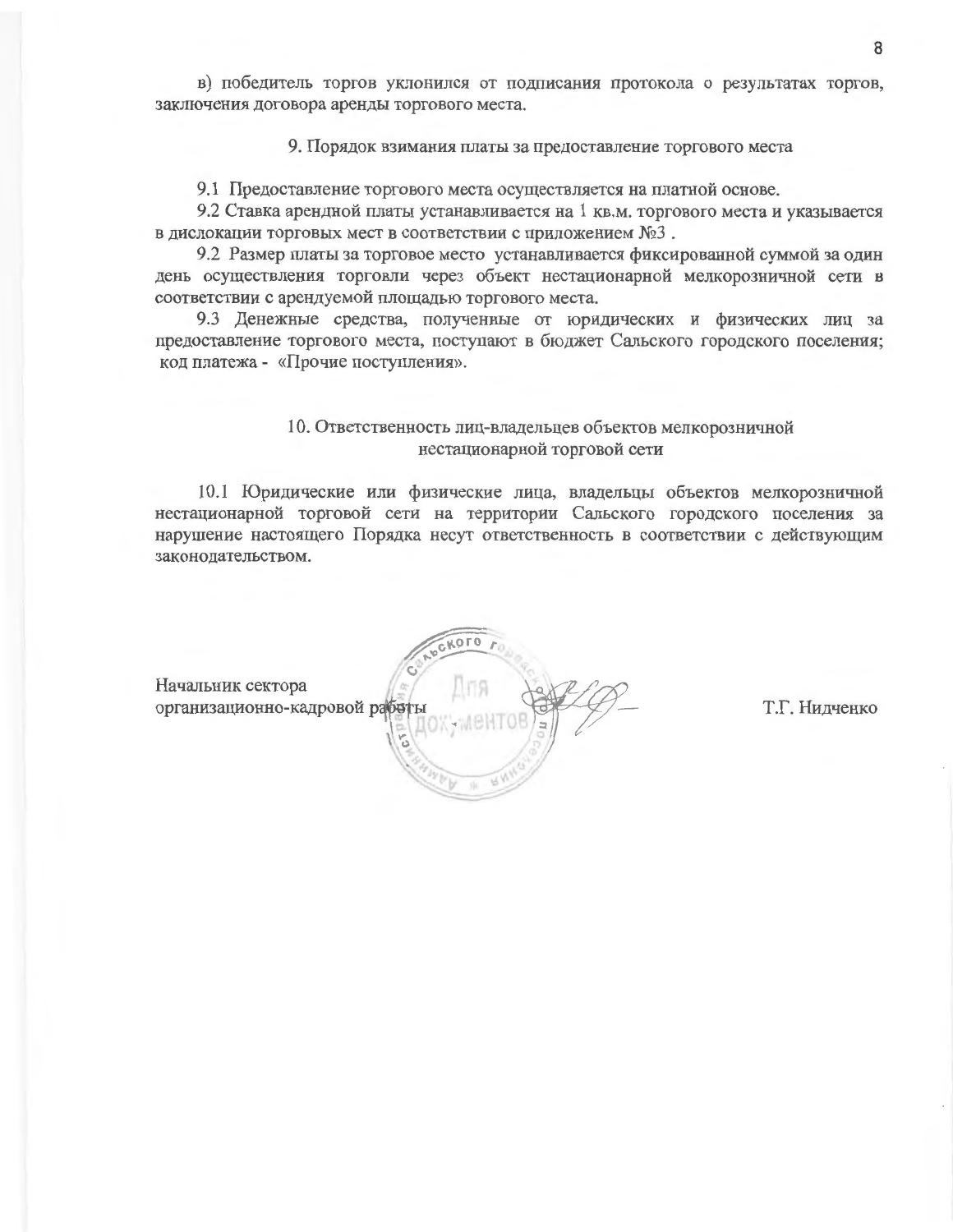в) победитель торгов уклонился от подписания протокола о результатах торгов, заключения договора аренды торгового места.

## 9. Порядок взимания платы за предоставление торгового места

9.1 Предоставление торгового места осуществляется на платной основе.

9.2 Ставка арендной платы устанавливается на 1 кв.м. торгового места и указывается в дислокации торговых мест в соответствии с приложением №3 .

9.2 Размер платы за торговое место устанавливается фиксированной суммой за один день осуществления торговли через объект нестационарной мелкорозничной сети в соответствии с арендуемой площадью торгового места.

9.3 Денежные средства, полученные от юридических и физических лиц за предоставление торгового места, поступают в бюджет Сальского городского поселения; код платежа - «Прочие поступления».

## 10. Ответственность лиц-владельцев объектов мелкорозничной нестационарной торговой сети

10.1 Юридические или физические лица, владельцы объектов мелкорозничной нестационарной торговой сети на территории Сальского городского поселения за нарушение настоящего Порядка несут ответственность в соответствии с действующим законодательством.

Начальник сектора
организационно-кадровой работы — Т.Г. Нидченко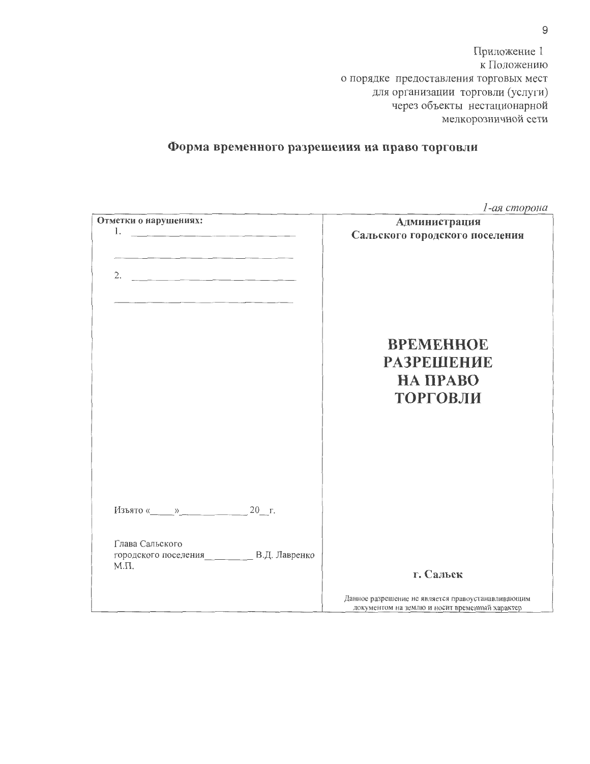Приложение 1
к Положению
о порядке предоставления торговых мест
для организации торговли (услуги)
через объекты нестационарной
мелкорозничной сети

## Форма временного разрешения на право торговли

*1-ая сторона*

| **Отметки о нарушениях:**<br>1. ______________________________<br>______________________________<br>2. ______________________________<br>______________________________<br><br>Изъято «____»____________ 20__ г.<br><br>Глава Сальского<br>городского поселения_________ В.Д. Лавренко<br>М.П. | **Администрация**<br>**Сальского городского поселения**<br><br>**ВРЕМЕННОЕ**<br>**РАЗРЕШЕНИЕ**<br>**НА ПРАВО**<br>**ТОРГОВЛИ**<br><br>**г. Сальск**<br><br>Данное разрешение не является правоустанавливающим документом на землю и носит временный характер |
|---|---|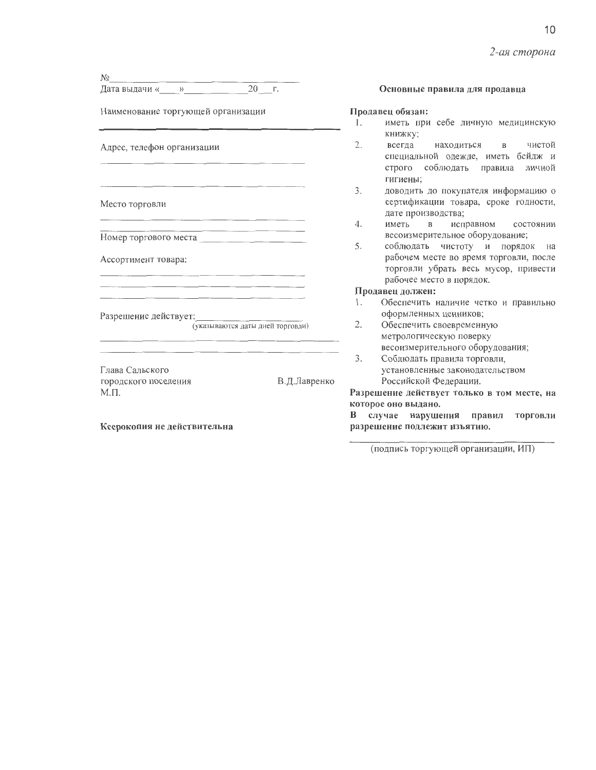*2-ая сторона*

№\_\_\_\_\_\_\_\_\_\_\_\_\_\_\_\_\_\_\_\_\_\_\_\_\_\_\_\_\_\_\_\_\_\_

Дата выдачи «\_\_\_\_» \_\_\_\_\_\_\_\_\_\_\_\_\_ 20\_\_ г.

Наименование торгующей организации

\_\_\_\_\_\_\_\_\_\_\_\_\_\_\_\_\_\_\_\_\_\_\_\_\_\_\_\_\_\_\_\_\_\_\_\_\_\_\_\_\_\_\_\_

Адрес, телефон организации

\_\_\_\_\_\_\_\_\_\_\_\_\_\_\_\_\_\_\_\_\_\_\_\_\_\_\_\_\_\_\_\_\_\_\_\_\_\_\_\_\_\_\_\_

\_\_\_\_\_\_\_\_\_\_\_\_\_\_\_\_\_\_\_\_\_\_\_\_\_\_\_\_\_\_\_\_\_\_\_\_\_\_\_\_\_\_\_\_

Место торговли

\_\_\_\_\_\_\_\_\_\_\_\_\_\_\_\_\_\_\_\_\_\_\_\_\_\_\_\_\_\_\_\_\_\_\_\_\_\_\_\_\_\_\_\_

\_\_\_\_\_\_\_\_\_\_\_\_\_\_\_\_\_\_\_\_\_\_\_\_\_\_\_\_\_\_\_\_\_\_\_\_\_\_\_\_\_\_\_\_

Номер торгового места \_\_\_\_\_\_\_\_\_\_\_\_\_\_\_\_\_\_\_\_

Ассортимент товара:

\_\_\_\_\_\_\_\_\_\_\_\_\_\_\_\_\_\_\_\_\_\_\_\_\_\_\_\_\_\_\_\_\_\_\_\_\_\_\_\_\_\_\_\_

\_\_\_\_\_\_\_\_\_\_\_\_\_\_\_\_\_\_\_\_\_\_\_\_\_\_\_\_\_\_\_\_\_\_\_\_\_\_\_\_\_\_\_\_

\_\_\_\_\_\_\_\_\_\_\_\_\_\_\_\_\_\_\_\_\_\_\_\_\_\_\_\_\_\_\_\_\_\_\_\_\_\_\_\_\_\_\_\_

Разрешение действует: \_\_\_\_\_\_\_\_\_\_\_\_\_\_\_\_\_\_\_\_\_\_
(указываются даты дней торговли)

\_\_\_\_\_\_\_\_\_\_\_\_\_\_\_\_\_\_\_\_\_\_\_\_\_\_\_\_\_\_\_\_\_\_\_\_\_\_\_\_\_\_\_\_

\_\_\_\_\_\_\_\_\_\_\_\_\_\_\_\_\_\_\_\_\_\_\_\_\_\_\_\_\_\_\_\_\_\_\_\_\_\_\_\_\_\_\_\_

Глава Сальского
городского поселения В.Д.Лавренко
М.П.

**Ксерокопия не действительна**

**Основные правила для продавца**

**Продавец обязан:**

1. иметь при себе личную медицинскую книжку;
2. всегда находиться в чистой специальной одежде, иметь бейдж и строго соблюдать правила личной гигиены;
3. доводить до покупателя информацию о сертификации товара, сроке годности, дате производства;
4. иметь в исправном состоянии весоизмерительное оборудование;
5. соблюдать чистоту и порядок на рабочем месте во время торговли, после торговли убрать весь мусор, привести рабочее место в порядок.

**Продавец должен:**

1. Обеспечить наличие четко и правильно оформленных ценников;
2. Обеспечить своевременную метрологическую поверку весоизмерительного оборудования;
3. Соблюдать правила торговли, установленные законодательством Российской Федерации.

**Разрешение действует только в том месте, на которое оно выдано.**

**В случае нарушения правил торговли разрешение подлежит изъятию.**

\_\_\_\_\_\_\_\_\_\_\_\_\_\_\_\_\_\_\_\_\_\_\_\_\_\_\_\_\_\_\_\_\_\_\_\_\_\_\_\_\_\_\_\_
(подпись торгующей организации, ИП)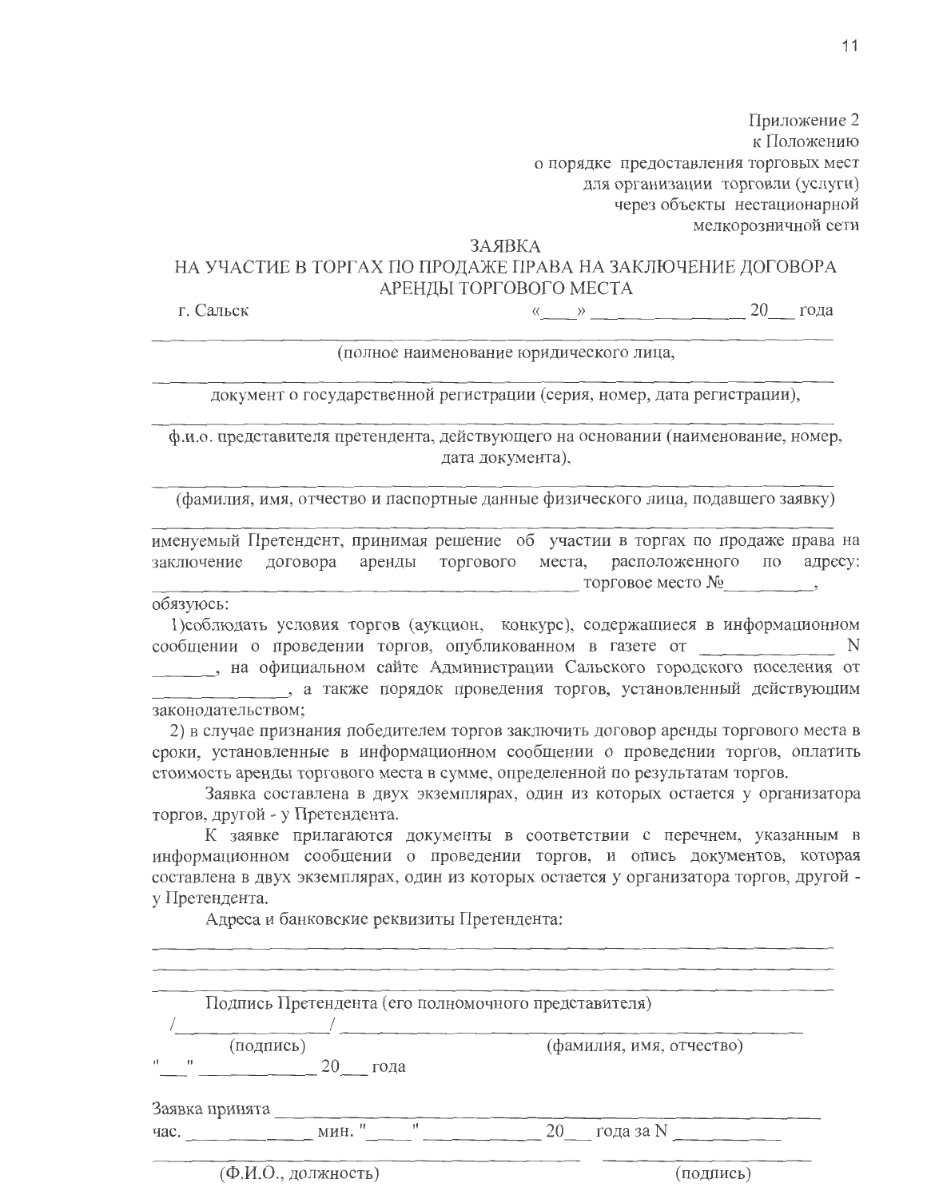Приложение 2
к Положению
о порядке предоставления торговых мест
для организации торговли (услуги)
через объекты нестационарной
мелкорозничной сети

## ЗАЯВКА
## НА УЧАСТИЕ В ТОРГАХ ПО ПРОДАЖЕ ПРАВА НА ЗАКЛЮЧЕНИЕ ДОГОВОРА АРЕНДЫ ТОРГОВОГО МЕСТА

г. Сальск «____» ________________ 20___ года

______________________________________________________________

(полное наименование юридического лица,

______________________________________________________________

документ о государственной регистрации (серия, номер, дата регистрации),

______________________________________________________________

ф.и.о. представителя претендента, действующего на основании (наименование, номер, дата документа),

______________________________________________________________

(фамилия, имя, отчество и паспортные данные физического лица, подавшего заявку)

______________________________________________________________

именуемый Претендент, принимая решение об участии в торгах по продаже права на заключение договора аренды торгового места, расположенного по адресу: ____________________________________________ торговое место №_________,

обязуюсь:

1)соблюдать условия торгов (аукцион, конкурс), содержащиеся в информационном сообщении о проведении торгов, опубликованном в газете от ______________ N _______, на официальном сайте Администрации Сальского городского поселения от ______________, а также порядок проведения торгов, установленный действующим законодательством;

2) в случае признания победителем торгов заключить договор аренды торгового места в сроки, установленные в информационном сообщении о проведении торгов, оплатить стоимость аренды торгового места в сумме, определенной по результатам торгов.

Заявка составлена в двух экземплярах, один из которых остается у организатора торгов, другой - у Претендента.

К заявке прилагаются документы в соответствии с перечнем, указанным в информационном сообщении о проведении торгов, и опись документов, которая составлена в двух экземплярах, один из которых остается у организатора торгов, другой - у Претендента.

Адреса и банковские реквизиты Претендента:

______________________________________________________________
______________________________________________________________
______________________________________________________________

Подпись Претендента (его полномочного представителя)

/________________/ ____________________________________________

(подпись) (фамилия, имя, отчество)

"___" ______________ 20___ года

Заявка принята ____________________________________________________

час. ______________ мин. "_____" ____________ 20___ года за N ___________

____________________________________________ ____________________

(Ф.И.О., должность) (подпись)